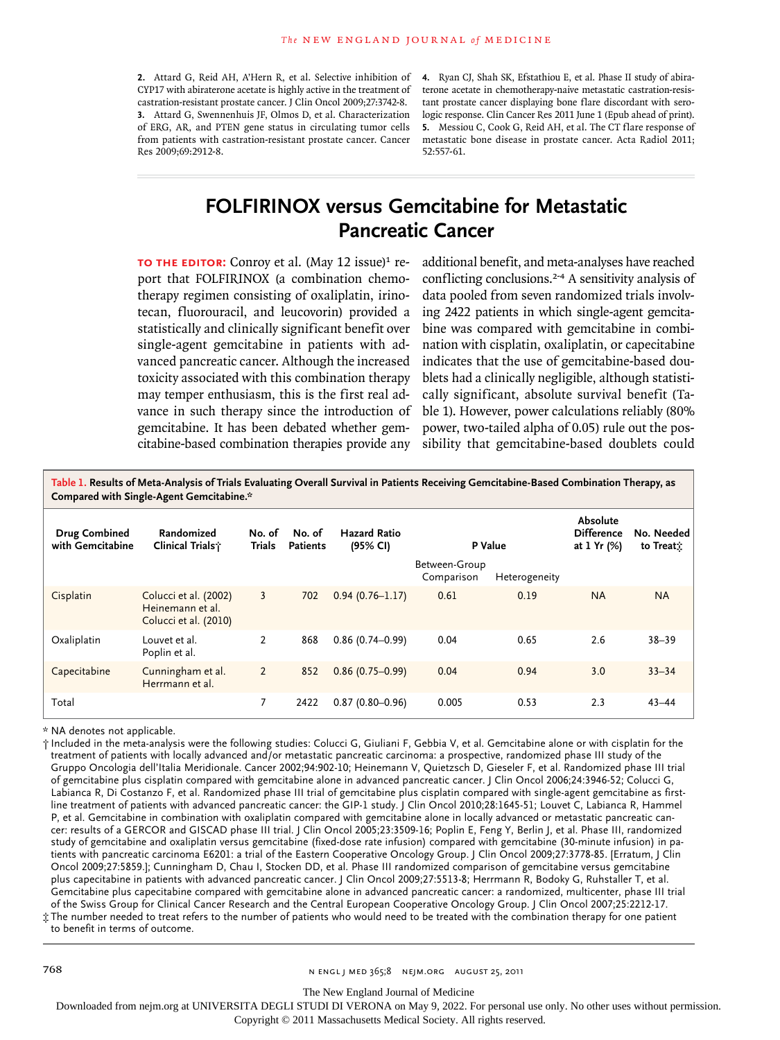**2.** Attard G, Reid AH, A'Hern R, et al. Selective inhibition of CYP17 with abiraterone acetate is highly active in the treatment of castration-resistant prostate cancer. J Clin Oncol 2009;27:3742-8.

**3.** Attard G, Swennenhuis JF, Olmos D, et al. Characterization of ERG, AR, and PTEN gene status in circulating tumor cells from patients with castration-resistant prostate cancer. Cancer Res 2009;69:2912-8.

**4.** Ryan CJ, Shah SK, Efstathiou E, et al. Phase II study of abiraterone acetate in chemotherapy-naive metastatic castration-resistant prostate cancer displaying bone flare discordant with serologic response. Clin Cancer Res 2011 June 1 (Epub ahead of print).

**5.** Messiou C, Cook G, Reid AH, et al. The CT flare response of metastatic bone disease in prostate cancer. Acta Radiol 2011;52:557-61.

# FOLFIRINOX versus Gemcitabine for Metastatic Pancreatic Cancer

**TO THE EDITOR:** Conroy et al. (May 12 issue)[1] report that FOLFIRINOX (a combination chemotherapy regimen consisting of oxaliplatin, irinotecan, fluorouracil, and leucovorin) provided a statistically and clinically significant benefit over single-agent gemcitabine in patients with advanced pancreatic cancer. Although the increased toxicity associated with this combination therapy may temper enthusiasm, this is the first real advance in such therapy since the introduction of gemcitabine. It has been debated whether gemcitabine-based combination therapies provide any additional benefit, and meta-analyses have reached conflicting conclusions.[2-4] A sensitivity analysis of data pooled from seven randomized trials involving 2422 patients in which single-agent gemcitabine was compared with gemcitabine in combination with cisplatin, oxaliplatin, or capecitabine indicates that the use of gemcitabine-based doublets had a clinically negligible, although statistically significant, absolute survival benefit (Table 1). However, power calculations reliably (80% power, two-tailed alpha of 0.05) rule out the possibility that gemcitabine-based doublets could

**Table 1. Results of Meta-Analysis of Trials Evaluating Overall Survival in Patients Receiving Gemcitabine-Based Combination Therapy, as Compared with Single-Agent Gemcitabine.***

| Drug Combined with Gemcitabine | Randomized Clinical Trials† | No. of Trials | No. of Patients | Hazard Ratio (95% CI) | P Value | | Absolute Difference at 1 Yr (%) | No. Needed to Treat‡ |
|---|---|---|---|---|---|---|---|---|
| | | | | | Between-Group Comparison | Heterogeneity | | |
| Cisplatin | Colucci et al. (2002) Heinemann et al. Colucci et al. (2010) | 3 | 702 | 0.94 (0.76–1.17) | 0.61 | 0.19 | NA | NA |
| Oxaliplatin | Louvet et al. Poplin et al. | 2 | 868 | 0.86 (0.74–0.99) | 0.04 | 0.65 | 2.6 | 38–39 |
| Capecitabine | Cunningham et al. Herrmann et al. | 2 | 852 | 0.86 (0.75–0.99) | 0.04 | 0.94 | 3.0 | 33–34 |
| Total | | 7 | 2422 | 0.87 (0.80–0.96) | 0.005 | 0.53 | 2.3 | 43–44 |

\* NA denotes not applicable.

† Included in the meta-analysis were the following studies: Colucci G, Giuliani F, Gebbia V, et al. Gemcitabine alone or with cisplatin for the treatment of patients with locally advanced and/or metastatic pancreatic carcinoma: a prospective, randomized phase III study of the Gruppo Oncologia dell'Italia Meridionale. Cancer 2002;94:902-10; Heinemann V, Quietzsch D, Gieseler F, et al. Randomized phase III trial of gemcitabine plus cisplatin compared with gemcitabine alone in advanced pancreatic cancer. J Clin Oncol 2006;24:3946-52; Colucci G, Labianca R, Di Costanzo F, et al. Randomized phase III trial of gemcitabine plus cisplatin compared with single-agent gemcitabine as first-line treatment of patients with advanced pancreatic cancer: the GIP-1 study. J Clin Oncol 2010;28:1645-51; Louvet C, Labianca R, Hammel P, et al. Gemcitabine in combination with oxaliplatin compared with gemcitabine alone in locally advanced or metastatic pancreatic cancer: results of a GERCOR and GISCAD phase III trial. J Clin Oncol 2005;23:3509-16; Poplin E, Feng Y, Berlin J, et al. Phase III, randomized study of gemcitabine and oxaliplatin versus gemcitabine (fixed-dose rate infusion) compared with gemcitabine (30-minute infusion) in patients with pancreatic carcinoma E6201: a trial of the Eastern Cooperative Oncology Group. J Clin Oncol 2009;27:3778-85. [Erratum, J Clin Oncol 2009;27:5859.]; Cunningham D, Chau I, Stocken DD, et al. Phase III randomized comparison of gemcitabine versus gemcitabine plus capecitabine in patients with advanced pancreatic cancer. J Clin Oncol 2009;27:5513-8; Herrmann R, Bodoky G, Ruhstaller T, et al. Gemcitabine plus capecitabine compared with gemcitabine alone in advanced pancreatic cancer: a randomized, multicenter, phase III trial of the Swiss Group for Clinical Cancer Research and the Central European Cooperative Oncology Group. J Clin Oncol 2007;25:2212-17.

‡ The number needed to treat refers to the number of patients who would need to be treated with the combination therapy for one patient to benefit in terms of outcome.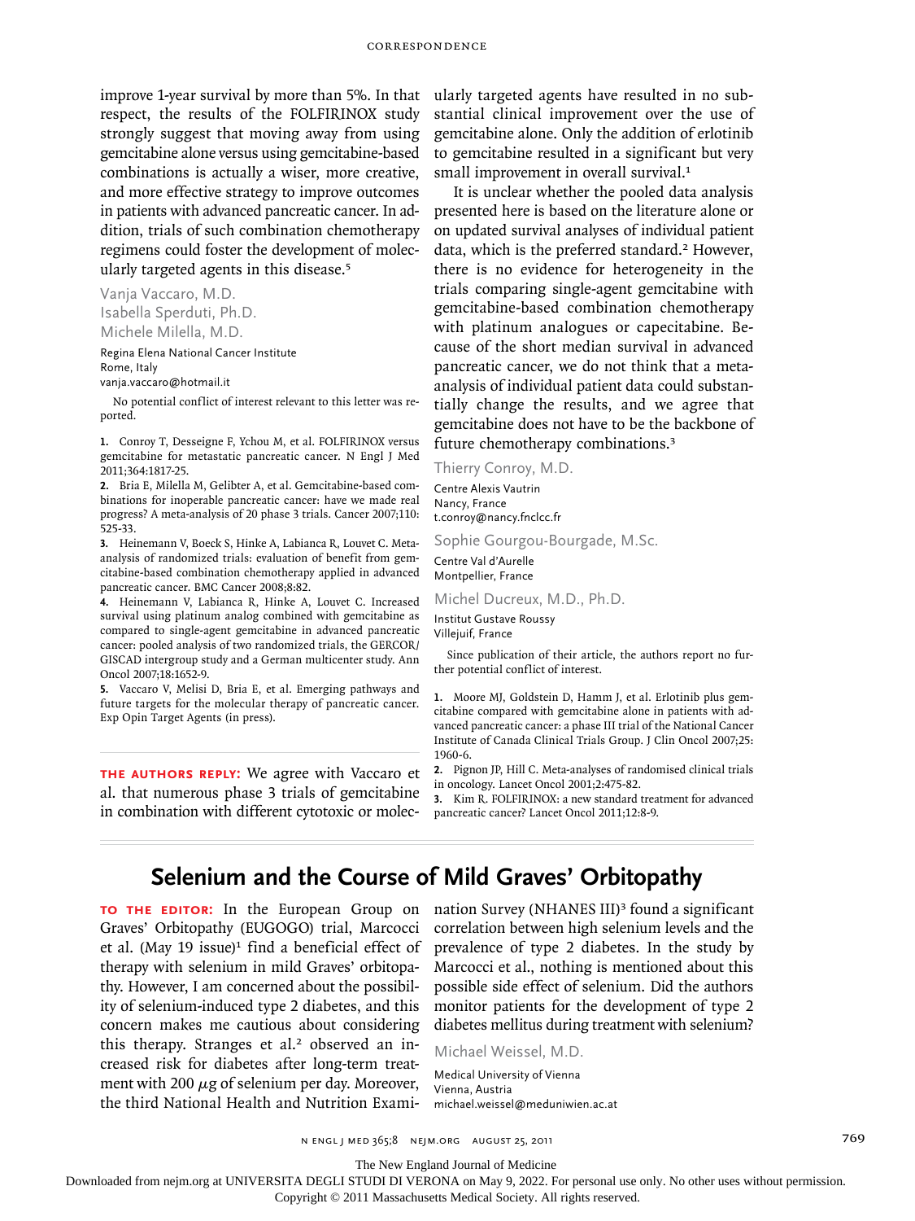improve 1-year survival by more than 5%. In that respect, the results of the FOLFIRINOX study strongly suggest that moving away from using gemcitabine alone versus using gemcitabine-based combinations is actually a wiser, more creative, and more effective strategy to improve outcomes in patients with advanced pancreatic cancer. In addition, trials of such combination chemotherapy regimens could foster the development of molecularly targeted agents in this disease.[5]

Vanja Vaccaro, M.D.
Isabella Sperduti, Ph.D.
Michele Milella, M.D.

Regina Elena National Cancer Institute
Rome, Italy
vanja.vaccaro@hotmail.it

No potential conflict of interest relevant to this letter was reported.

1. Conroy T, Desseigne F, Ychou M, et al. FOLFIRINOX versus gemcitabine for metastatic pancreatic cancer. N Engl J Med 2011;364:1817-25.
2. Bria E, Milella M, Gelibter A, et al. Gemcitabine-based combinations for inoperable pancreatic cancer: have we made real progress? A meta-analysis of 20 phase 3 trials. Cancer 2007;110:525-33.
3. Heinemann V, Boeck S, Hinke A, Labianca R, Louvet C. Meta-analysis of randomized trials: evaluation of benefit from gemcitabine-based combination chemotherapy applied in advanced pancreatic cancer. BMC Cancer 2008;8:82.
4. Heinemann V, Labianca R, Hinke A, Louvet C. Increased survival using platinum analog combined with gemcitabine as compared to single-agent gemcitabine in advanced pancreatic cancer: pooled analysis of two randomized trials, the GERCOR/GISCAD intergroup study and a German multicenter study. Ann Oncol 2007;18:1652-9.
5. Vaccaro V, Melisi D, Bria E, et al. Emerging pathways and future targets for the molecular therapy of pancreatic cancer. Exp Opin Target Agents (in press).

**THE AUTHORS REPLY:** We agree with Vaccaro et al. that numerous phase 3 trials of gemcitabine in combination with different cytotoxic or molecularly targeted agents have resulted in no substantial clinical improvement over the use of gemcitabine alone. Only the addition of erlotinib to gemcitabine resulted in a significant but very small improvement in overall survival.[1]

It is unclear whether the pooled data analysis presented here is based on the literature alone or on updated survival analyses of individual patient data, which is the preferred standard.[2] However, there is no evidence for heterogeneity in the trials comparing single-agent gemcitabine with gemcitabine-based combination chemotherapy with platinum analogues or capecitabine. Because of the short median survival in advanced pancreatic cancer, we do not think that a meta-analysis of individual patient data could substantially change the results, and we agree that gemcitabine does not have to be the backbone of future chemotherapy combinations.[3]

Thierry Conroy, M.D.

Centre Alexis Vautrin
Nancy, France
t.conroy@nancy.fnclcc.fr

Sophie Gourgou-Bourgade, M.Sc.

Centre Val d'Aurelle
Montpellier, France

Michel Ducreux, M.D., Ph.D.

Institut Gustave Roussy
Villejuif, France

Since publication of their article, the authors report no further potential conflict of interest.

1. Moore MJ, Goldstein D, Hamm J, et al. Erlotinib plus gemcitabine compared with gemcitabine alone in patients with advanced pancreatic cancer: a phase III trial of the National Cancer Institute of Canada Clinical Trials Group. J Clin Oncol 2007;25:1960-6.
2. Pignon JP, Hill C. Meta-analyses of randomised clinical trials in oncology. Lancet Oncol 2001;2:475-82.
3. Kim R. FOLFIRINOX: a new standard treatment for advanced pancreatic cancer? Lancet Oncol 2011;12:8-9.

# Selenium and the Course of Mild Graves' Orbitopathy

**TO THE EDITOR:** In the European Group on Graves' Orbitopathy (EUGOGO) trial, Marcocci et al. (May 19 issue)[1] find a beneficial effect of therapy with selenium in mild Graves' orbitopathy. However, I am concerned about the possibility of selenium-induced type 2 diabetes, and this concern makes me cautious about considering this therapy. Stranges et al.[2] observed an increased risk for diabetes after long-term treatment with 200 $\mu$g of selenium per day. Moreover, the third National Health and Nutrition Examination Survey (NHANES III)[3] found a significant correlation between high selenium levels and the prevalence of type 2 diabetes. In the study by Marcocci et al., nothing is mentioned about this possible side effect of selenium. Did the authors monitor patients for the development of type 2 diabetes mellitus during treatment with selenium?

Michael Weissel, M.D.

Medical University of Vienna
Vienna, Austria
michael.weissel@meduniwien.ac.at